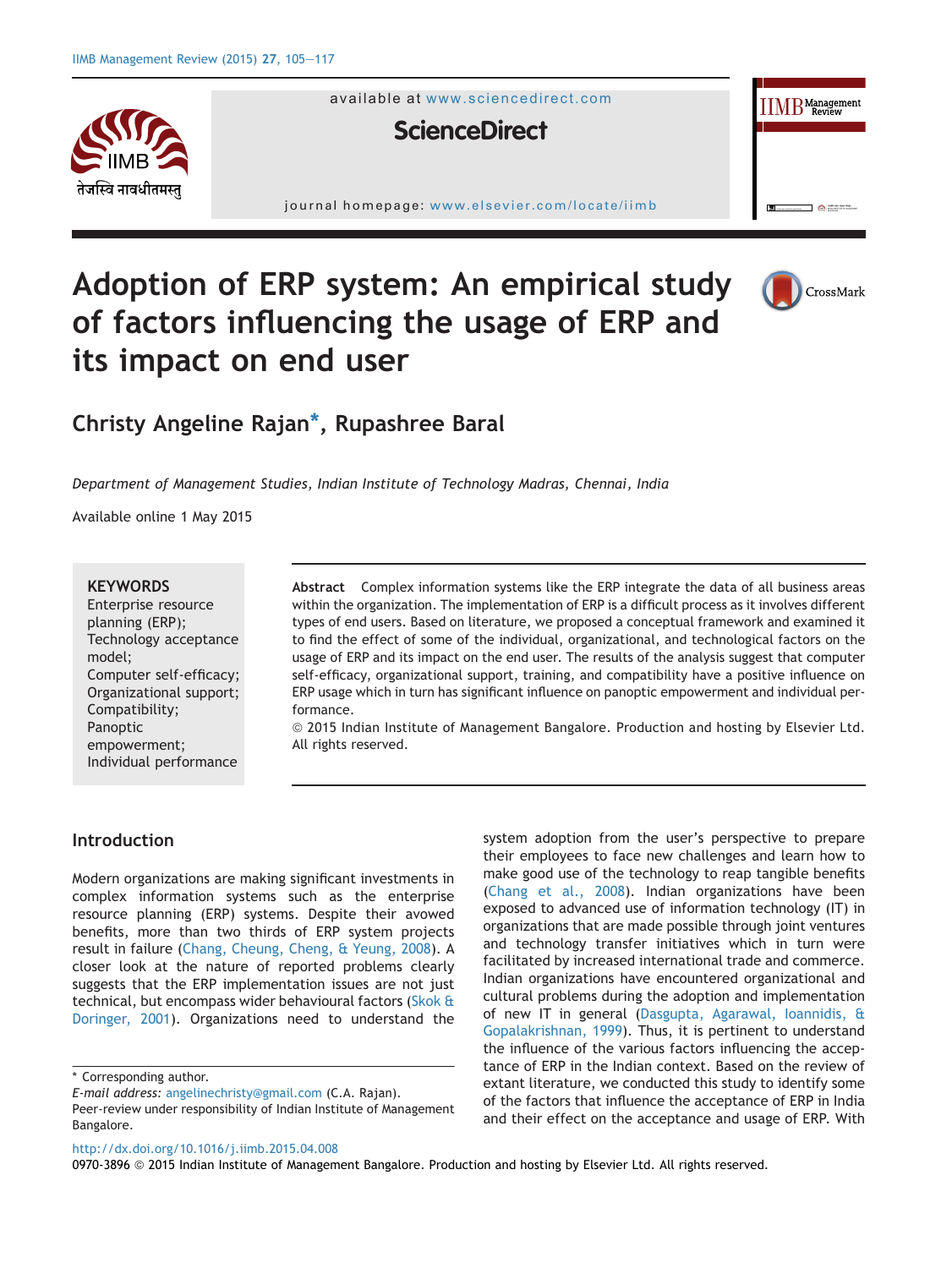# Adoption of ERP system: An empirical study of factors influencing the usage of ERP and its impact on end user

Christy Angeline Rajan*, Rupashree Baral

*Department of Management Studies, Indian Institute of Technology Madras, Chennai, India*

Available online 1 May 2015

**KEYWORDS**
Enterprise resource planning (ERP);
Technology acceptance model;
Computer self-efficacy;
Organizational support;
Compatibility;
Panoptic empowerment;
Individual performance

**Abstract** Complex information systems like the ERP integrate the data of all business areas within the organization. The implementation of ERP is a difficult process as it involves different types of end users. Based on literature, we proposed a conceptual framework and examined it to find the effect of some of the individual, organizational, and technological factors on the usage of ERP and its impact on the end user. The results of the analysis suggest that computer self-efficacy, organizational support, training, and compatibility have a positive influence on ERP usage which in turn has significant influence on panoptic empowerment and individual performance.
© 2015 Indian Institute of Management Bangalore. Production and hosting by Elsevier Ltd. All rights reserved.

## Introduction

Modern organizations are making significant investments in complex information systems such as the enterprise resource planning (ERP) systems. Despite their avowed benefits, more than two thirds of ERP system projects result in failure (Chang, Cheung, Cheng, & Yeung, 2008). A closer look at the nature of reported problems clearly suggests that the ERP implementation issues are not just technical, but encompass wider behavioural factors (Skok & Doringer, 2001). Organizations need to understand the system adoption from the user's perspective to prepare their employees to face new challenges and learn how to make good use of the technology to reap tangible benefits (Chang et al., 2008). Indian organizations have been exposed to advanced use of information technology (IT) in organizations that are made possible through joint ventures and technology transfer initiatives which in turn were facilitated by increased international trade and commerce. Indian organizations have encountered organizational and cultural problems during the adoption and implementation of new IT in general (Dasgupta, Agarawal, Ioannidis, & Gopalakrishnan, 1999). Thus, it is pertinent to understand the influence of the various factors influencing the acceptance of ERP in the Indian context. Based on the review of extant literature, we conducted this study to identify some of the factors that influence the acceptance of ERP in India and their effect on the acceptance and usage of ERP. With

* Corresponding author.
*E-mail address:* angelinechristy@gmail.com (C.A. Rajan).
Peer-review under responsibility of Indian Institute of Management Bangalore.

http://dx.doi.org/10.1016/j.iimb.2015.04.008
0970-3896 © 2015 Indian Institute of Management Bangalore. Production and hosting by Elsevier Ltd. All rights reserved.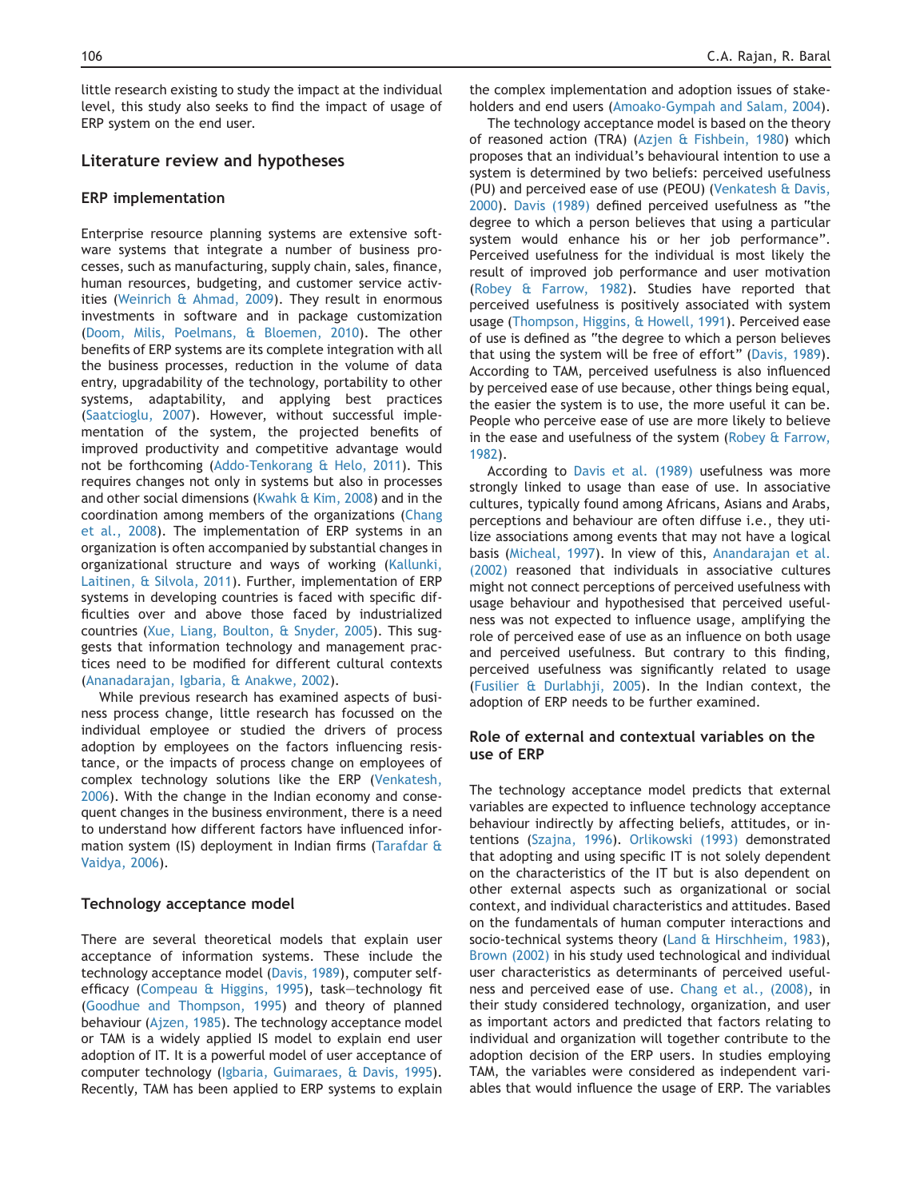little research existing to study the impact at the individual level, this study also seeks to find the impact of usage of ERP system on the end user.

## Literature review and hypotheses

### ERP implementation

Enterprise resource planning systems are extensive software systems that integrate a number of business processes, such as manufacturing, supply chain, sales, finance, human resources, budgeting, and customer service activities (Weinrich & Ahmad, 2009). They result in enormous investments in software and in package customization (Doom, Milis, Poelmans, & Bloemen, 2010). The other benefits of ERP systems are its complete integration with all the business processes, reduction in the volume of data entry, upgradability of the technology, portability to other systems, adaptability, and applying best practices (Saatcioglu, 2007). However, without successful implementation of the system, the projected benefits of improved productivity and competitive advantage would not be forthcoming (Addo-Tenkorang & Helo, 2011). This requires changes not only in systems but also in processes and other social dimensions (Kwahk & Kim, 2008) and in the coordination among members of the organizations (Chang et al., 2008). The implementation of ERP systems in an organization is often accompanied by substantial changes in organizational structure and ways of working (Kallunki, Laitinen, & Silvola, 2011). Further, implementation of ERP systems in developing countries is faced with specific difficulties over and above those faced by industrialized countries (Xue, Liang, Boulton, & Snyder, 2005). This suggests that information technology and management practices need to be modified for different cultural contexts (Ananadarajan, Igbaria, & Anakwe, 2002).

While previous research has examined aspects of business process change, little research has focussed on the individual employee or studied the drivers of process adoption by employees on the factors influencing resistance, or the impacts of process change on employees of complex technology solutions like the ERP (Venkatesh, 2006). With the change in the Indian economy and consequent changes in the business environment, there is a need to understand how different factors have influenced information system (IS) deployment in Indian firms (Tarafdar & Vaidya, 2006).

### Technology acceptance model

There are several theoretical models that explain user acceptance of information systems. These include the technology acceptance model (Davis, 1989), computer self-efficacy (Compeau & Higgins, 1995), task–technology fit (Goodhue and Thompson, 1995) and theory of planned behaviour (Ajzen, 1985). The technology acceptance model or TAM is a widely applied IS model to explain end user adoption of IT. It is a powerful model of user acceptance of computer technology (Igbaria, Guimaraes, & Davis, 1995). Recently, TAM has been applied to ERP systems to explain the complex implementation and adoption issues of stakeholders and end users (Amoako-Gympah and Salam, 2004).

The technology acceptance model is based on the theory of reasoned action (TRA) (Azjen & Fishbein, 1980) which proposes that an individual's behavioural intention to use a system is determined by two beliefs: perceived usefulness (PU) and perceived ease of use (PEOU) (Venkatesh & Davis, 2000). Davis (1989) defined perceived usefulness as "the degree to which a person believes that using a particular system would enhance his or her job performance". Perceived usefulness for the individual is most likely the result of improved job performance and user motivation (Robey & Farrow, 1982). Studies have reported that perceived usefulness is positively associated with system usage (Thompson, Higgins, & Howell, 1991). Perceived ease of use is defined as "the degree to which a person believes that using the system will be free of effort" (Davis, 1989). According to TAM, perceived usefulness is also influenced by perceived ease of use because, other things being equal, the easier the system is to use, the more useful it can be. People who perceive ease of use are more likely to believe in the ease and usefulness of the system (Robey & Farrow, 1982).

According to Davis et al. (1989) usefulness was more strongly linked to usage than ease of use. In associative cultures, typically found among Africans, Asians and Arabs, perceptions and behaviour are often diffuse i.e., they utilize associations among events that may not have a logical basis (Micheal, 1997). In view of this, Anandarajan et al. (2002) reasoned that individuals in associative cultures might not connect perceptions of perceived usefulness with usage behaviour and hypothesised that perceived usefulness was not expected to influence usage, amplifying the role of perceived ease of use as an influence on both usage and perceived usefulness. But contrary to this finding, perceived usefulness was significantly related to usage (Fusilier & Durlabhji, 2005). In the Indian context, the adoption of ERP needs to be further examined.

### Role of external and contextual variables on the use of ERP

The technology acceptance model predicts that external variables are expected to influence technology acceptance behaviour indirectly by affecting beliefs, attitudes, or intentions (Szajna, 1996). Orlikowski (1993) demonstrated that adopting and using specific IT is not solely dependent on the characteristics of the IT but is also dependent on other external aspects such as organizational or social context, and individual characteristics and attitudes. Based on the fundamentals of human computer interactions and socio-technical systems theory (Land & Hirschheim, 1983), Brown (2002) in his study used technological and individual user characteristics as determinants of perceived usefulness and perceived ease of use. Chang et al., (2008), in their study considered technology, organization, and user as important actors and predicted that factors relating to individual and organization will together contribute to the adoption decision of the ERP users. In studies employing TAM, the variables were considered as independent variables that would influence the usage of ERP. The variables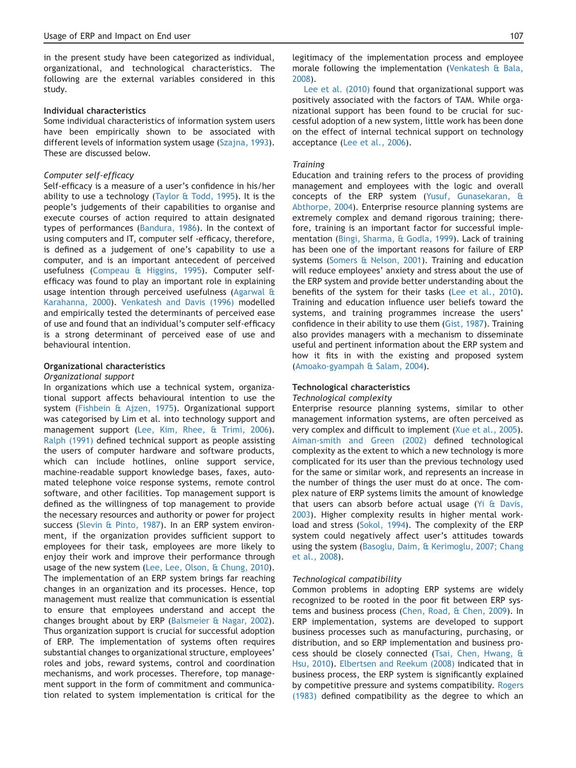in the present study have been categorized as individual, organizational, and technological characteristics. The following are the external variables considered in this study.

### Individual characteristics

Some individual characteristics of information system users have been empirically shown to be associated with different levels of information system usage (Szajna, 1993). These are discussed below.

#### *Computer self-efficacy*

Self-efficacy is a measure of a user's confidence in his/her ability to use a technology (Taylor & Todd, 1995). It is the people's judgements of their capabilities to organise and execute courses of action required to attain designated types of performances (Bandura, 1986). In the context of using computers and IT, computer self -efficacy, therefore, is defined as a judgement of one's capability to use a computer, and is an important antecedent of perceived usefulness (Compeau & Higgins, 1995). Computer self-efficacy was found to play an important role in explaining usage intention through perceived usefulness (Agarwal & Karahanna, 2000). Venkatesh and Davis (1996) modelled and empirically tested the determinants of perceived ease of use and found that an individual's computer self-efficacy is a strong determinant of perceived ease of use and behavioural intention.

### Organizational characteristics

#### *Organizational support*

In organizations which use a technical system, organizational support affects behavioural intention to use the system (Fishbein & Ajzen, 1975). Organizational support was categorised by Lim et al. into technology support and management support (Lee, Kim, Rhee, & Trimi, 2006). Ralph (1991) defined technical support as people assisting the users of computer hardware and software products, which can include hotlines, online support service, machine-readable support knowledge bases, faxes, automated telephone voice response systems, remote control software, and other facilities. Top management support is defined as the willingness of top management to provide the necessary resources and authority or power for project success (Slevin & Pinto, 1987). In an ERP system environment, if the organization provides sufficient support to employees for their task, employees are more likely to enjoy their work and improve their performance through usage of the new system (Lee, Lee, Olson, & Chung, 2010). The implementation of an ERP system brings far reaching changes in an organization and its processes. Hence, top management must realize that communication is essential to ensure that employees understand and accept the changes brought about by ERP (Balsmeier & Nagar, 2002). Thus organization support is crucial for successful adoption of ERP. The implementation of systems often requires substantial changes to organizational structure, employees' roles and jobs, reward systems, control and coordination mechanisms, and work processes. Therefore, top management support in the form of commitment and communication related to system implementation is critical for the legitimacy of the implementation process and employee morale following the implementation (Venkatesh & Bala, 2008).

Lee et al. (2010) found that organizational support was positively associated with the factors of TAM. While organizational support has been found to be crucial for successful adoption of a new system, little work has been done on the effect of internal technical support on technology acceptance (Lee et al., 2006).

#### *Training*

Education and training refers to the process of providing management and employees with the logic and overall concepts of the ERP system (Yusuf, Gunasekaran, & Abthorpe, 2004). Enterprise resource planning systems are extremely complex and demand rigorous training; therefore, training is an important factor for successful implementation (Bingi, Sharma, & Godla, 1999). Lack of training has been one of the important reasons for failure of ERP systems (Somers & Nelson, 2001). Training and education will reduce employees' anxiety and stress about the use of the ERP system and provide better understanding about the benefits of the system for their tasks (Lee et al., 2010). Training and education influence user beliefs toward the systems, and training programmes increase the users' confidence in their ability to use them (Gist, 1987). Training also provides managers with a mechanism to disseminate useful and pertinent information about the ERP system and how it fits in with the existing and proposed system (Amoako-gyampah & Salam, 2004).

### Technological characteristics

#### *Technological complexity*

Enterprise resource planning systems, similar to other management information systems, are often perceived as very complex and difficult to implement (Xue et al., 2005). Aiman-smith and Green (2002) defined technological complexity as the extent to which a new technology is more complicated for its user than the previous technology used for the same or similar work, and represents an increase in the number of things the user must do at once. The complex nature of ERP systems limits the amount of knowledge that users can absorb before actual usage (Yi & Davis, 2003). Higher complexity results in higher mental workload and stress (Sokol, 1994). The complexity of the ERP system could negatively affect user's attitudes towards using the system (Basoglu, Daim, & Kerimoglu, 2007; Chang et al., 2008).

#### *Technological compatibility*

Common problems in adopting ERP systems are widely recognized to be rooted in the poor fit between ERP systems and business process (Chen, Road, & Chen, 2009). In ERP implementation, systems are developed to support business processes such as manufacturing, purchasing, or distribution, and so ERP implementation and business process should be closely connected (Tsai, Chen, Hwang, & Hsu, 2010). Elbertsen and Reekum (2008) indicated that in business process, the ERP system is significantly explained by competitive pressure and systems compatibility. Rogers (1983) defined compatibility as the degree to which an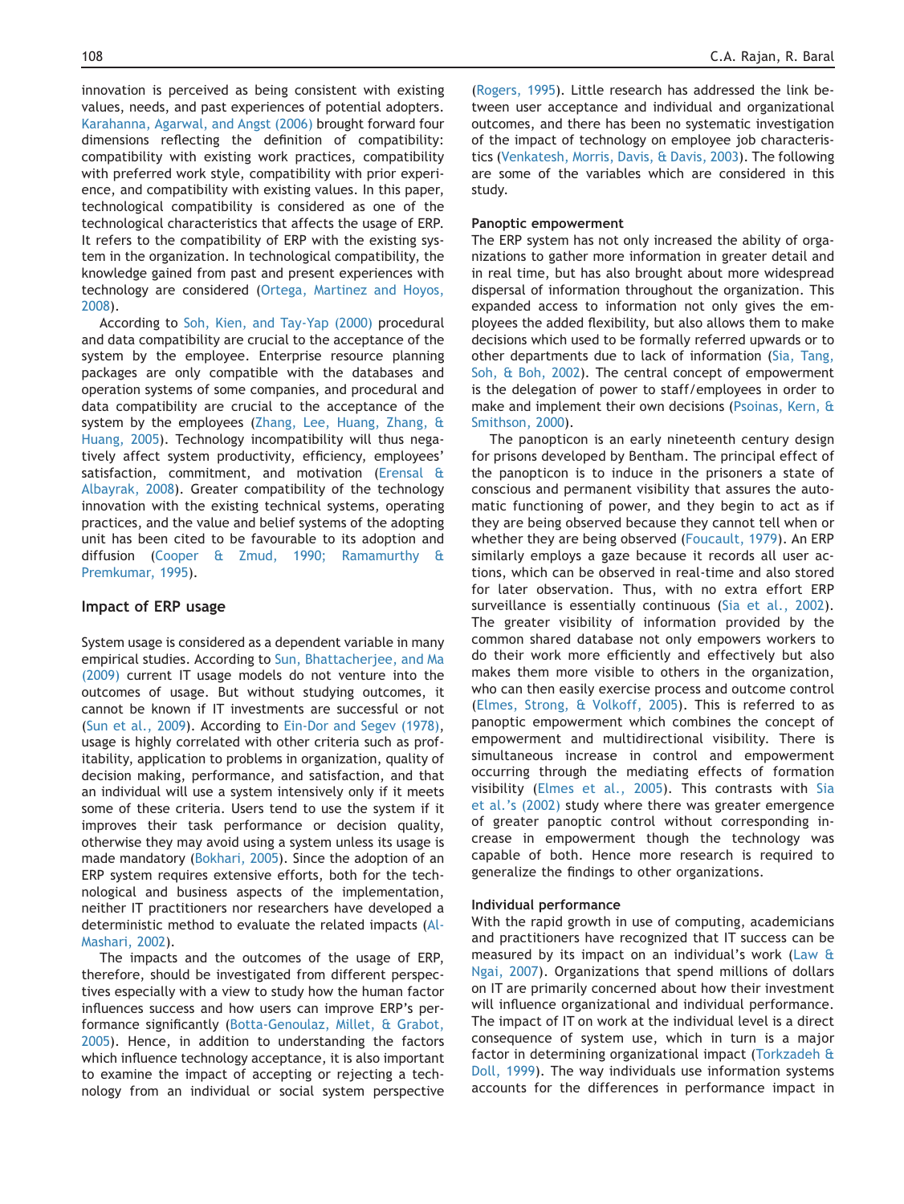innovation is perceived as being consistent with existing values, needs, and past experiences of potential adopters. Karahanna, Agarwal, and Angst (2006) brought forward four dimensions reflecting the definition of compatibility: compatibility with existing work practices, compatibility with preferred work style, compatibility with prior experience, and compatibility with existing values. In this paper, technological compatibility is considered as one of the technological characteristics that affects the usage of ERP. It refers to the compatibility of ERP with the existing system in the organization. In technological compatibility, the knowledge gained from past and present experiences with technology are considered (Ortega, Martinez and Hoyos, 2008).

According to Soh, Kien, and Tay-Yap (2000) procedural and data compatibility are crucial to the acceptance of the system by the employee. Enterprise resource planning packages are only compatible with the databases and operation systems of some companies, and procedural and data compatibility are crucial to the acceptance of the system by the employees (Zhang, Lee, Huang, Zhang, & Huang, 2005). Technology incompatibility will thus negatively affect system productivity, efficiency, employees' satisfaction, commitment, and motivation (Erensal & Albayrak, 2008). Greater compatibility of the technology innovation with the existing technical systems, operating practices, and the value and belief systems of the adopting unit has been cited to be favourable to its adoption and diffusion (Cooper & Zmud, 1990; Ramamurthy & Premkumar, 1995).

## Impact of ERP usage

System usage is considered as a dependent variable in many empirical studies. According to Sun, Bhattacherjee, and Ma (2009) current IT usage models do not venture into the outcomes of usage. But without studying outcomes, it cannot be known if IT investments are successful or not (Sun et al., 2009). According to Ein-Dor and Segev (1978), usage is highly correlated with other criteria such as profitability, application to problems in organization, quality of decision making, performance, and satisfaction, and that an individual will use a system intensively only if it meets some of these criteria. Users tend to use the system if it improves their task performance or decision quality, otherwise they may avoid using a system unless its usage is made mandatory (Bokhari, 2005). Since the adoption of an ERP system requires extensive efforts, both for the technological and business aspects of the implementation, neither IT practitioners nor researchers have developed a deterministic method to evaluate the related impacts (Al-Mashari, 2002).

The impacts and the outcomes of the usage of ERP, therefore, should be investigated from different perspectives especially with a view to study how the human factor influences success and how users can improve ERP's performance significantly (Botta-Genoulaz, Millet, & Grabot, 2005). Hence, in addition to understanding the factors which influence technology acceptance, it is also important to examine the impact of accepting or rejecting a technology from an individual or social system perspective (Rogers, 1995). Little research has addressed the link between user acceptance and individual and organizational outcomes, and there has been no systematic investigation of the impact of technology on employee job characteristics (Venkatesh, Morris, Davis, & Davis, 2003). The following are some of the variables which are considered in this study.

### Panoptic empowerment

The ERP system has not only increased the ability of organizations to gather more information in greater detail and in real time, but has also brought about more widespread dispersal of information throughout the organization. This expanded access to information not only gives the employees the added flexibility, but also allows them to make decisions which used to be formally referred upwards or to other departments due to lack of information (Sia, Tang, Soh, & Boh, 2002). The central concept of empowerment is the delegation of power to staff/employees in order to make and implement their own decisions (Psoinas, Kern, & Smithson, 2000).

The panopticon is an early nineteenth century design for prisons developed by Bentham. The principal effect of the panopticon is to induce in the prisoners a state of conscious and permanent visibility that assures the automatic functioning of power, and they begin to act as if they are being observed because they cannot tell when or whether they are being observed (Foucault, 1979). An ERP similarly employs a gaze because it records all user actions, which can be observed in real-time and also stored for later observation. Thus, with no extra effort ERP surveillance is essentially continuous (Sia et al., 2002). The greater visibility of information provided by the common shared database not only empowers workers to do their work more efficiently and effectively but also makes them more visible to others in the organization, who can then easily exercise process and outcome control (Elmes, Strong, & Volkoff, 2005). This is referred to as panoptic empowerment which combines the concept of empowerment and multidirectional visibility. There is simultaneous increase in control and empowerment occurring through the mediating effects of formation visibility (Elmes et al., 2005). This contrasts with Sia et al.'s (2002) study where there was greater emergence of greater panoptic control without corresponding increase in empowerment though the technology was capable of both. Hence more research is required to generalize the findings to other organizations.

### Individual performance

With the rapid growth in use of computing, academicians and practitioners have recognized that IT success can be measured by its impact on an individual's work (Law & Ngai, 2007). Organizations that spend millions of dollars on IT are primarily concerned about how their investment will influence organizational and individual performance. The impact of IT on work at the individual level is a direct consequence of system use, which in turn is a major factor in determining organizational impact (Torkzadeh & Doll, 1999). The way individuals use information systems accounts for the differences in performance impact in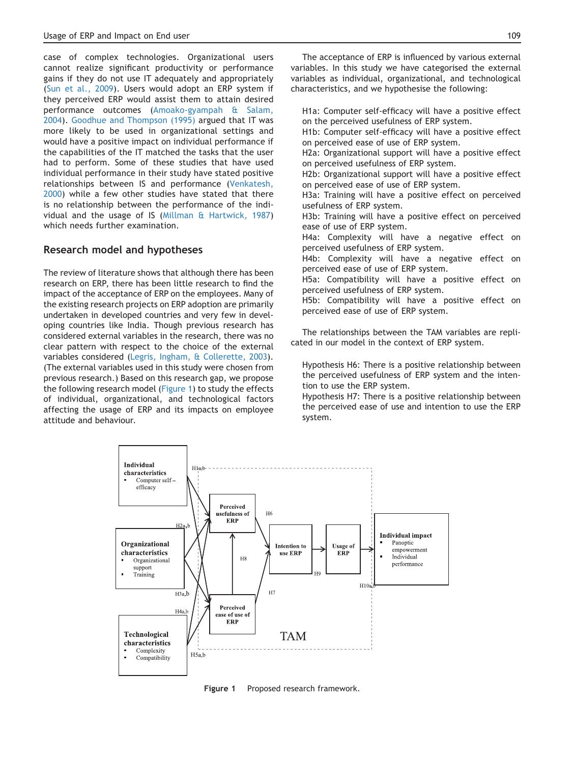case of complex technologies. Organizational users cannot realize significant productivity or performance gains if they do not use IT adequately and appropriately (Sun et al., 2009). Users would adopt an ERP system if they perceived ERP would assist them to attain desired performance outcomes (Amoako-gyampah & Salam, 2004). Goodhue and Thompson (1995) argued that IT was more likely to be used in organizational settings and would have a positive impact on individual performance if the capabilities of the IT matched the tasks that the user had to perform. Some of these studies that have used individual performance in their study have stated positive relationships between IS and performance (Venkatesh, 2000) while a few other studies have stated that there is no relationship between the performance of the individual and the usage of IS (Millman & Hartwick, 1987) which needs further examination.

## Research model and hypotheses

The review of literature shows that although there has been research on ERP, there has been little research to find the impact of the acceptance of ERP on the employees. Many of the existing research projects on ERP adoption are primarily undertaken in developed countries and very few in developing countries like India. Though previous research has considered external variables in the research, there was no clear pattern with respect to the choice of the external variables considered (Legris, Ingham, & Collerette, 2003). (The external variables used in this study were chosen from previous research.) Based on this research gap, we propose the following research model (Figure 1) to study the effects of individual, organizational, and technological factors affecting the usage of ERP and its impacts on employee attitude and behaviour.

The acceptance of ERP is influenced by various external variables. In this study we have categorised the external variables as individual, organizational, and technological characteristics, and we hypothesise the following:

H1a: Computer self-efficacy will have a positive effect on the perceived usefulness of ERP system.
H1b: Computer self-efficacy will have a positive effect on perceived ease of use of ERP system.
H2a: Organizational support will have a positive effect on perceived usefulness of ERP system.
H2b: Organizational support will have a positive effect on perceived ease of use of ERP system.
H3a: Training will have a positive effect on perceived usefulness of ERP system.
H3b: Training will have a positive effect on perceived ease of use of ERP system.
H4a: Complexity will have a negative effect on perceived usefulness of ERP system.
H4b: Complexity will have a negative effect on perceived ease of use of ERP system.
H5a: Compatibility will have a positive effect on perceived usefulness of ERP system.
H5b: Compatibility will have a positive effect on perceived ease of use of ERP system.

The relationships between the TAM variables are replicated in our model in the context of ERP system.

Hypothesis H6: There is a positive relationship between the perceived usefulness of ERP system and the intention to use the ERP system.
Hypothesis H7: There is a positive relationship between the perceived ease of use and intention to use the ERP system.

Figure 1 Proposed research framework.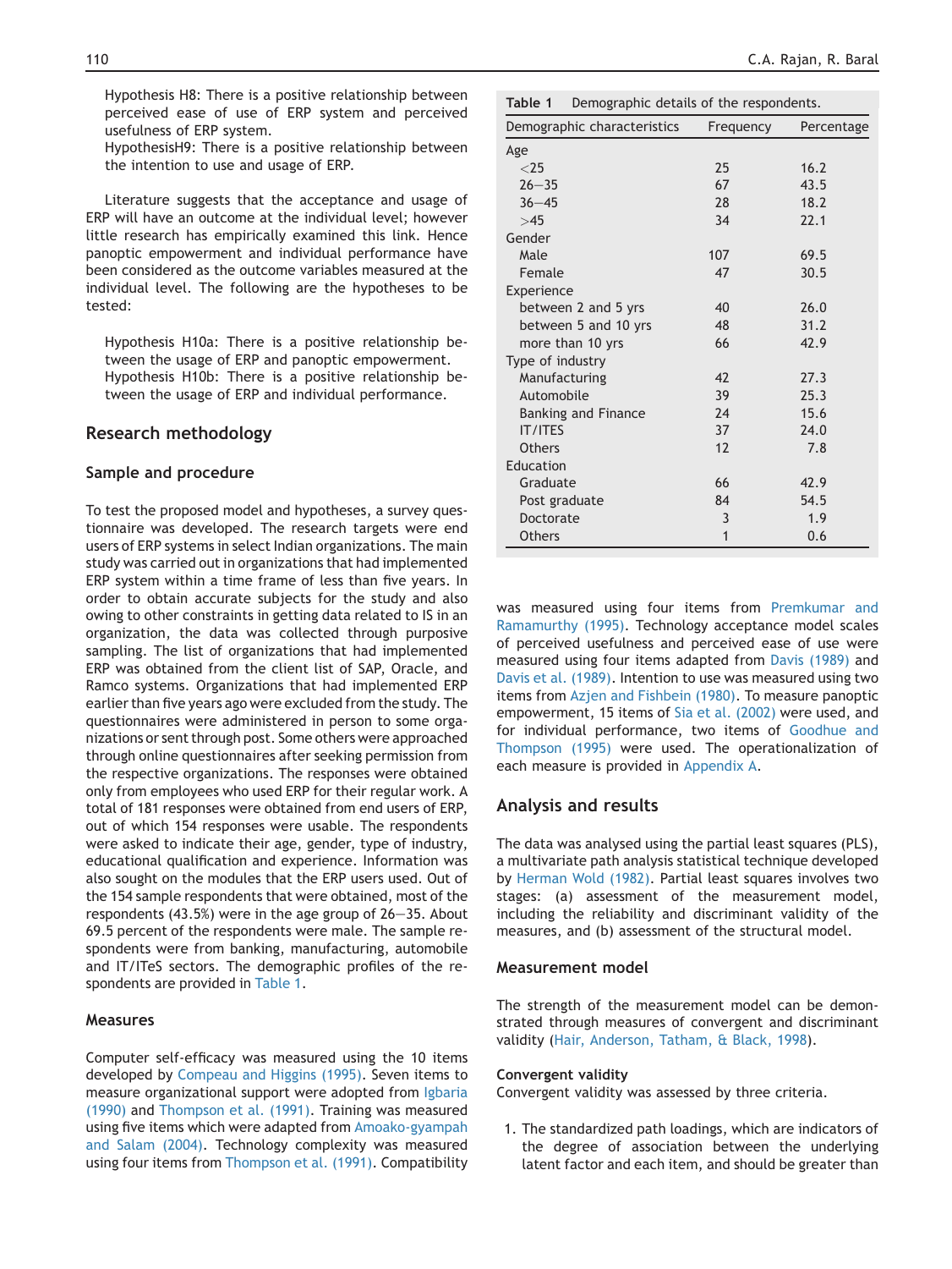Hypothesis H8: There is a positive relationship between perceived ease of use of ERP system and perceived usefulness of ERP system.
HypothesisH9: There is a positive relationship between the intention to use and usage of ERP.

Literature suggests that the acceptance and usage of ERP will have an outcome at the individual level; however little research has empirically examined this link. Hence panoptic empowerment and individual performance have been considered as the outcome variables measured at the individual level. The following are the hypotheses to be tested:

Hypothesis H10a: There is a positive relationship between the usage of ERP and panoptic empowerment.
Hypothesis H10b: There is a positive relationship between the usage of ERP and individual performance.

## Research methodology

### Sample and procedure

To test the proposed model and hypotheses, a survey questionnaire was developed. The research targets were end users of ERP systems in select Indian organizations. The main study was carried out in organizations that had implemented ERP system within a time frame of less than five years. In order to obtain accurate subjects for the study and also owing to other constraints in getting data related to IS in an organization, the data was collected through purposive sampling. The list of organizations that had implemented ERP was obtained from the client list of SAP, Oracle, and Ramco systems. Organizations that had implemented ERP earlier than five years ago were excluded from the study. The questionnaires were administered in person to some organizations or sent through post. Some others were approached through online questionnaires after seeking permission from the respective organizations. The responses were obtained only from employees who used ERP for their regular work. A total of 181 responses were obtained from end users of ERP, out of which 154 responses were usable. The respondents were asked to indicate their age, gender, type of industry, educational qualification and experience. Information was also sought on the modules that the ERP users used. Out of the 154 sample respondents that were obtained, most of the respondents (43.5%) were in the age group of 26–35. About 69.5 percent of the respondents were male. The sample respondents were from banking, manufacturing, automobile and IT/ITeS sectors. The demographic profiles of the respondents are provided in Table 1.

**Table 1** Demographic details of the respondents.

| Demographic characteristics | Frequency | Percentage |
|---|---|---|
| Age | | |
| <25 | 25 | 16.2 |
| 26–35 | 67 | 43.5 |
| 36–45 | 28 | 18.2 |
| >45 | 34 | 22.1 |
| Gender | | |
| Male | 107 | 69.5 |
| Female | 47 | 30.5 |
| Experience | | |
| between 2 and 5 yrs | 40 | 26.0 |
| between 5 and 10 yrs | 48 | 31.2 |
| more than 10 yrs | 66 | 42.9 |
| Type of industry | | |
| Manufacturing | 42 | 27.3 |
| Automobile | 39 | 25.3 |
| Banking and Finance | 24 | 15.6 |
| IT/ITES | 37 | 24.0 |
| Others | 12 | 7.8 |
| Education | | |
| Graduate | 66 | 42.9 |
| Post graduate | 84 | 54.5 |
| Doctorate | 3 | 1.9 |
| Others | 1 | 0.6 |

### Measures

Computer self-efficacy was measured using the 10 items developed by Compeau and Higgins (1995). Seven items to measure organizational support were adopted from Igbaria (1990) and Thompson et al. (1991). Training was measured using five items which were adapted from Amoako-gyampah and Salam (2004). Technology complexity was measured using four items from Thompson et al. (1991). Compatibility was measured using four items from Premkumar and Ramamurthy (1995). Technology acceptance model scales of perceived usefulness and perceived ease of use were measured using four items adapted from Davis (1989) and Davis et al. (1989). Intention to use was measured using two items from Azjen and Fishbein (1980). To measure panoptic empowerment, 15 items of Sia et al. (2002) were used, and for individual performance, two items of Goodhue and Thompson (1995) were used. The operationalization of each measure is provided in Appendix A.

## Analysis and results

The data was analysed using the partial least squares (PLS), a multivariate path analysis statistical technique developed by Herman Wold (1982). Partial least squares involves two stages: (a) assessment of the measurement model, including the reliability and discriminant validity of the measures, and (b) assessment of the structural model.

### Measurement model

The strength of the measurement model can be demonstrated through measures of convergent and discriminant validity (Hair, Anderson, Tatham, & Black, 1998).

#### Convergent validity

Convergent validity was assessed by three criteria.

1. The standardized path loadings, which are indicators of the degree of association between the underlying latent factor and each item, and should be greater than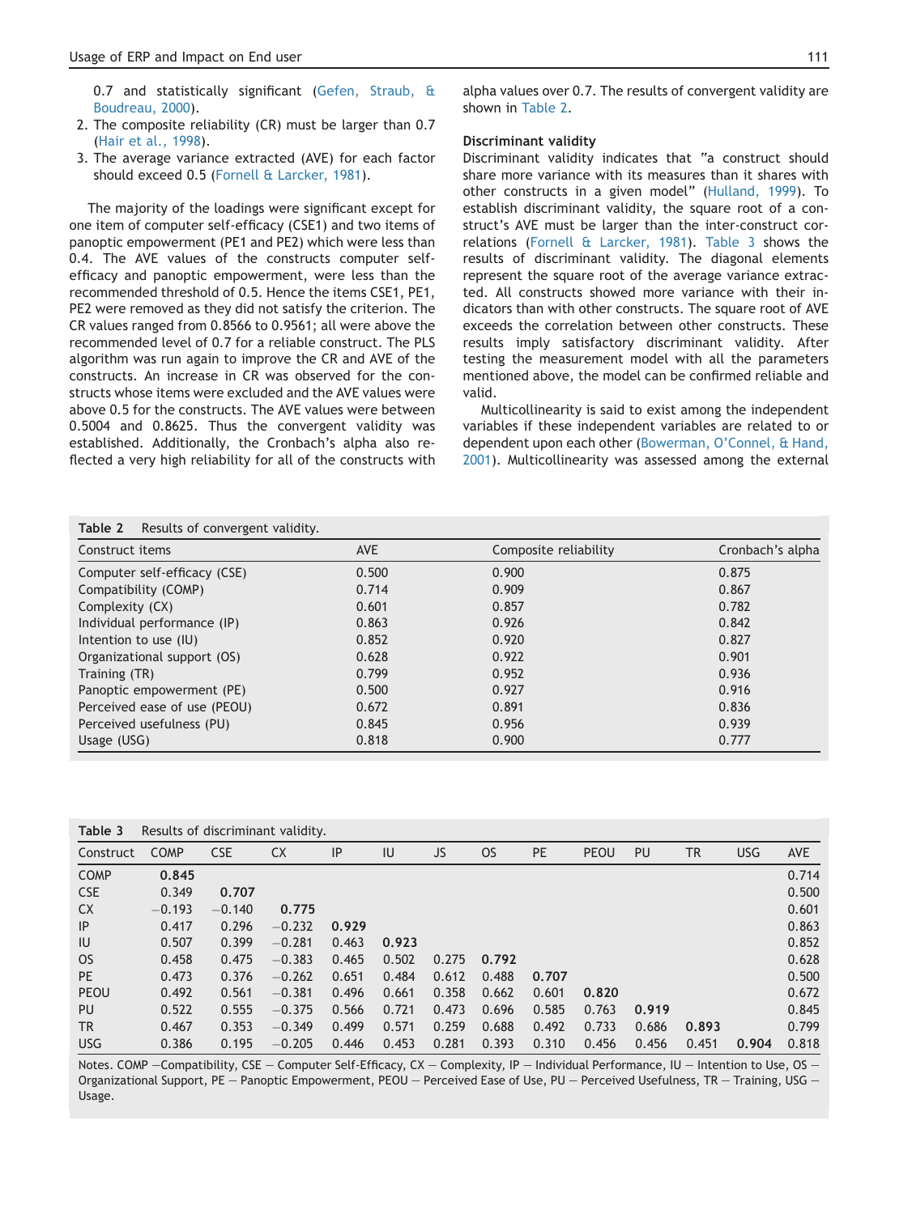0.7 and statistically significant (Gefen, Straub, & Boudreau, 2000).

2. The composite reliability (CR) must be larger than 0.7 (Hair et al., 1998).
3. The average variance extracted (AVE) for each factor should exceed 0.5 (Fornell & Larcker, 1981).

The majority of the loadings were significant except for one item of computer self-efficacy (CSE1) and two items of panoptic empowerment (PE1 and PE2) which were less than 0.4. The AVE values of the constructs computer self-efficacy and panoptic empowerment, were less than the recommended threshold of 0.5. Hence the items CSE1, PE1, PE2 were removed as they did not satisfy the criterion. The CR values ranged from 0.8566 to 0.9561; all were above the recommended level of 0.7 for a reliable construct. The PLS algorithm was run again to improve the CR and AVE of the constructs. An increase in CR was observed for the constructs whose items were excluded and the AVE values were above 0.5 for the constructs. The AVE values were between 0.5004 and 0.8625. Thus the convergent validity was established. Additionally, the Cronbach's alpha also reflected a very high reliability for all of the constructs with alpha values over 0.7. The results of convergent validity are shown in Table 2.

### Discriminant validity

Discriminant validity indicates that "a construct should share more variance with its measures than it shares with other constructs in a given model" (Hulland, 1999). To establish discriminant validity, the square root of a construct's AVE must be larger than the inter-construct correlations (Fornell & Larcker, 1981). Table 3 shows the results of discriminant validity. The diagonal elements represent the square root of the average variance extracted. All constructs showed more variance with their indicators than with other constructs. The square root of AVE exceeds the correlation between other constructs. These results imply satisfactory discriminant validity. After testing the measurement model with all the parameters mentioned above, the model can be confirmed reliable and valid.

Multicollinearity is said to exist among the independent variables if these independent variables are related to or dependent upon each other (Bowerman, O'Connel, & Hand, 2001). Multicollinearity was assessed among the external

**Table 2** Results of convergent validity.

| Construct items | AVE | Composite reliability | Cronbach's alpha |
|---|---|---|---|
| Computer self-efficacy (CSE) | 0.500 | 0.900 | 0.875 |
| Compatibility (COMP) | 0.714 | 0.909 | 0.867 |
| Complexity (CX) | 0.601 | 0.857 | 0.782 |
| Individual performance (IP) | 0.863 | 0.926 | 0.842 |
| Intention to use (IU) | 0.852 | 0.920 | 0.827 |
| Organizational support (OS) | 0.628 | 0.922 | 0.901 |
| Training (TR) | 0.799 | 0.952 | 0.936 |
| Panoptic empowerment (PE) | 0.500 | 0.927 | 0.916 |
| Perceived ease of use (PEOU) | 0.672 | 0.891 | 0.836 |
| Perceived usefulness (PU) | 0.845 | 0.956 | 0.939 |
| Usage (USG) | 0.818 | 0.900 | 0.777 |

**Table 3** Results of discriminant validity.

| Construct | COMP | CSE | CX | IP | IU | JS | OS | PE | PEOU | PU | TR | USG | AVE |
|---|---|---|---|---|---|---|---|---|---|---|---|---|---|
| COMP | **0.845** | | | | | | | | | | | | 0.714 |
| CSE | 0.349 | **0.707** | | | | | | | | | | | 0.500 |
| CX | −0.193 | −0.140 | **0.775** | | | | | | | | | | 0.601 |
| IP | 0.417 | 0.296 | −0.232 | **0.929** | | | | | | | | | 0.863 |
| IU | 0.507 | 0.399 | −0.281 | 0.463 | **0.923** | | | | | | | | 0.852 |
| OS | 0.458 | 0.475 | −0.383 | 0.465 | 0.502 | 0.275 | **0.792** | | | | | | 0.628 |
| PE | 0.473 | 0.376 | −0.262 | 0.651 | 0.484 | 0.612 | 0.488 | **0.707** | | | | | 0.500 |
| PEOU | 0.492 | 0.561 | −0.381 | 0.496 | 0.661 | 0.358 | 0.662 | 0.601 | **0.820** | | | | 0.672 |
| PU | 0.522 | 0.555 | −0.375 | 0.566 | 0.721 | 0.473 | 0.696 | 0.585 | 0.763 | **0.919** | | | 0.845 |
| TR | 0.467 | 0.353 | −0.349 | 0.499 | 0.571 | 0.259 | 0.688 | 0.492 | 0.733 | 0.686 | **0.893** | | 0.799 |
| USG | 0.386 | 0.195 | −0.205 | 0.446 | 0.453 | 0.281 | 0.393 | 0.310 | 0.456 | 0.456 | 0.451 | **0.904** | 0.818 |

Notes. COMP —Compatibility, CSE — Computer Self-Efficacy, CX — Complexity, IP — Individual Performance, IU — Intention to Use, OS — Organizational Support, PE — Panoptic Empowerment, PEOU — Perceived Ease of Use, PU — Perceived Usefulness, TR — Training, USG — Usage.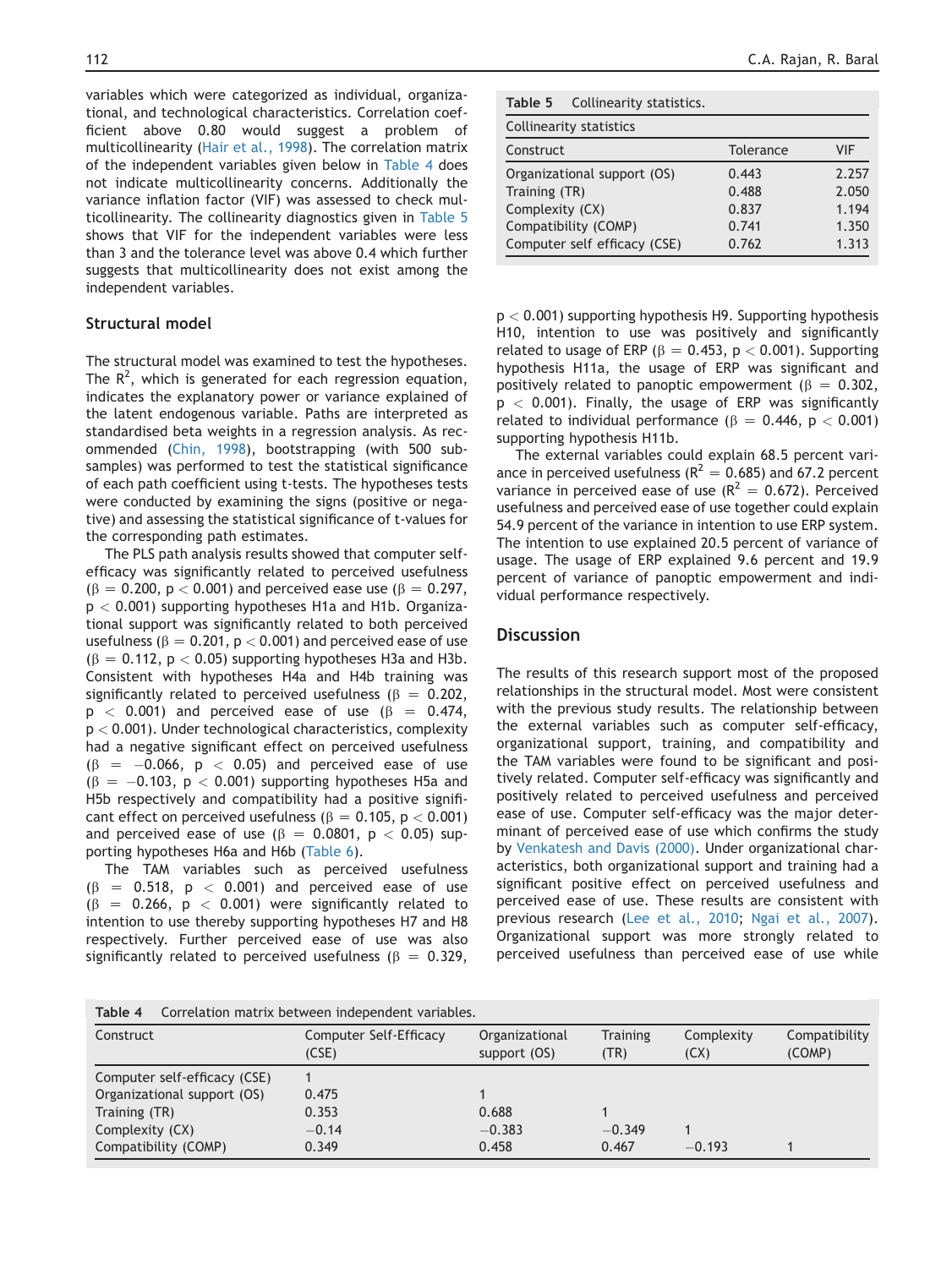variables which were categorized as individual, organizational, and technological characteristics. Correlation coefficient above 0.80 would suggest a problem of multicollinearity (Hair et al., 1998). The correlation matrix of the independent variables given below in Table 4 does not indicate multicollinearity concerns. Additionally the variance inflation factor (VIF) was assessed to check multicollinearity. The collinearity diagnostics given in Table 5 shows that VIF for the independent variables were less than 3 and the tolerance level was above 0.4 which further suggests that multicollinearity does not exist among the independent variables.

**Table 5** Collinearity statistics.

| Collinearity statistics | | |
|---|---|---|
| Construct | Tolerance | VIF |
| Organizational support (OS) | 0.443 | 2.257 |
| Training (TR) | 0.488 | 2.050 |
| Complexity (CX) | 0.837 | 1.194 |
| Compatibility (COMP) | 0.741 | 1.350 |
| Computer self efficacy (CSE) | 0.762 | 1.313 |

## Structural model

The structural model was examined to test the hypotheses. The $R^2$, which is generated for each regression equation, indicates the explanatory power or variance explained of the latent endogenous variable. Paths are interpreted as standardised beta weights in a regression analysis. As recommended (Chin, 1998), bootstrapping (with 500 subsamples) was performed to test the statistical significance of each path coefficient using t-tests. The hypotheses tests were conducted by examining the signs (positive or negative) and assessing the statistical significance of t-values for the corresponding path estimates.

The PLS path analysis results showed that computer self-efficacy was significantly related to perceived usefulness ($\beta = 0.200$, $p < 0.001$) and perceived ease use ($\beta = 0.297$, $p < 0.001$) supporting hypotheses H1a and H1b. Organizational support was significantly related to both perceived usefulness ($\beta = 0.201$, $p < 0.001$) and perceived ease of use ($\beta = 0.112$, $p < 0.05$) supporting hypotheses H3a and H3b. Consistent with hypotheses H4a and H4b training was significantly related to perceived usefulness ($\beta = 0.202$, $p < 0.001$) and perceived ease of use ($\beta = 0.474$, $p < 0.001$). Under technological characteristics, complexity had a negative significant effect on perceived usefulness ($\beta = -0.066$, $p < 0.05$) and perceived ease of use ($\beta = -0.103$, $p < 0.001$) supporting hypotheses H5a and H5b respectively and compatibility had a positive significant effect on perceived usefulness ($\beta = 0.105$, $p < 0.001$) and perceived ease of use ($\beta = 0.0801$, $p < 0.05$) supporting hypotheses H6a and H6b (Table 6).

The TAM variables such as perceived usefulness ($\beta = 0.518$, $p < 0.001$) and perceived ease of use ($\beta = 0.266$, $p < 0.001$) were significantly related to intention to use thereby supporting hypotheses H7 and H8 respectively. Further perceived ease of use was also significantly related to perceived usefulness ($\beta = 0.329$, $p < 0.001$) supporting hypothesis H9. Supporting hypothesis H10, intention to use was positively and significantly related to usage of ERP ($\beta = 0.453$, $p < 0.001$). Supporting hypothesis H11a, the usage of ERP was significant and positively related to panoptic empowerment ($\beta = 0.302$, $p < 0.001$). Finally, the usage of ERP was significantly related to individual performance ($\beta = 0.446$, $p < 0.001$) supporting hypothesis H11b.

The external variables could explain 68.5 percent variance in perceived usefulness ($R^2 = 0.685$) and 67.2 percent variance in perceived ease of use ($R^2 = 0.672$). Perceived usefulness and perceived ease of use together could explain 54.9 percent of the variance in intention to use ERP system. The intention to use explained 20.5 percent of variance of usage. The usage of ERP explained 9.6 percent and 19.9 percent of variance of panoptic empowerment and individual performance respectively.

## Discussion

The results of this research support most of the proposed relationships in the structural model. Most were consistent with the previous study results. The relationship between the external variables such as computer self-efficacy, organizational support, training, and compatibility and the TAM variables were found to be significant and positively related. Computer self-efficacy was significantly and positively related to perceived usefulness and perceived ease of use. Computer self-efficacy was the major determinant of perceived ease of use which confirms the study by Venkatesh and Davis (2000). Under organizational characteristics, both organizational support and training had a significant positive effect on perceived usefulness and perceived ease of use. These results are consistent with previous research (Lee et al., 2010; Ngai et al., 2007). Organizational support was more strongly related to perceived usefulness than perceived ease of use while

**Table 4** Correlation matrix between independent variables.

| Construct | Computer Self-Efficacy (CSE) | Organizational support (OS) | Training (TR) | Complexity (CX) | Compatibility (COMP) |
|---|---|---|---|---|---|
| Computer self-efficacy (CSE) | 1 | | | | |
| Organizational support (OS) | 0.475 | 1 | | | |
| Training (TR) | 0.353 | 0.688 | 1 | | |
| Complexity (CX) | −0.14 | −0.383 | −0.349 | 1 | |
| Compatibility (COMP) | 0.349 | 0.458 | 0.467 | −0.193 | 1 |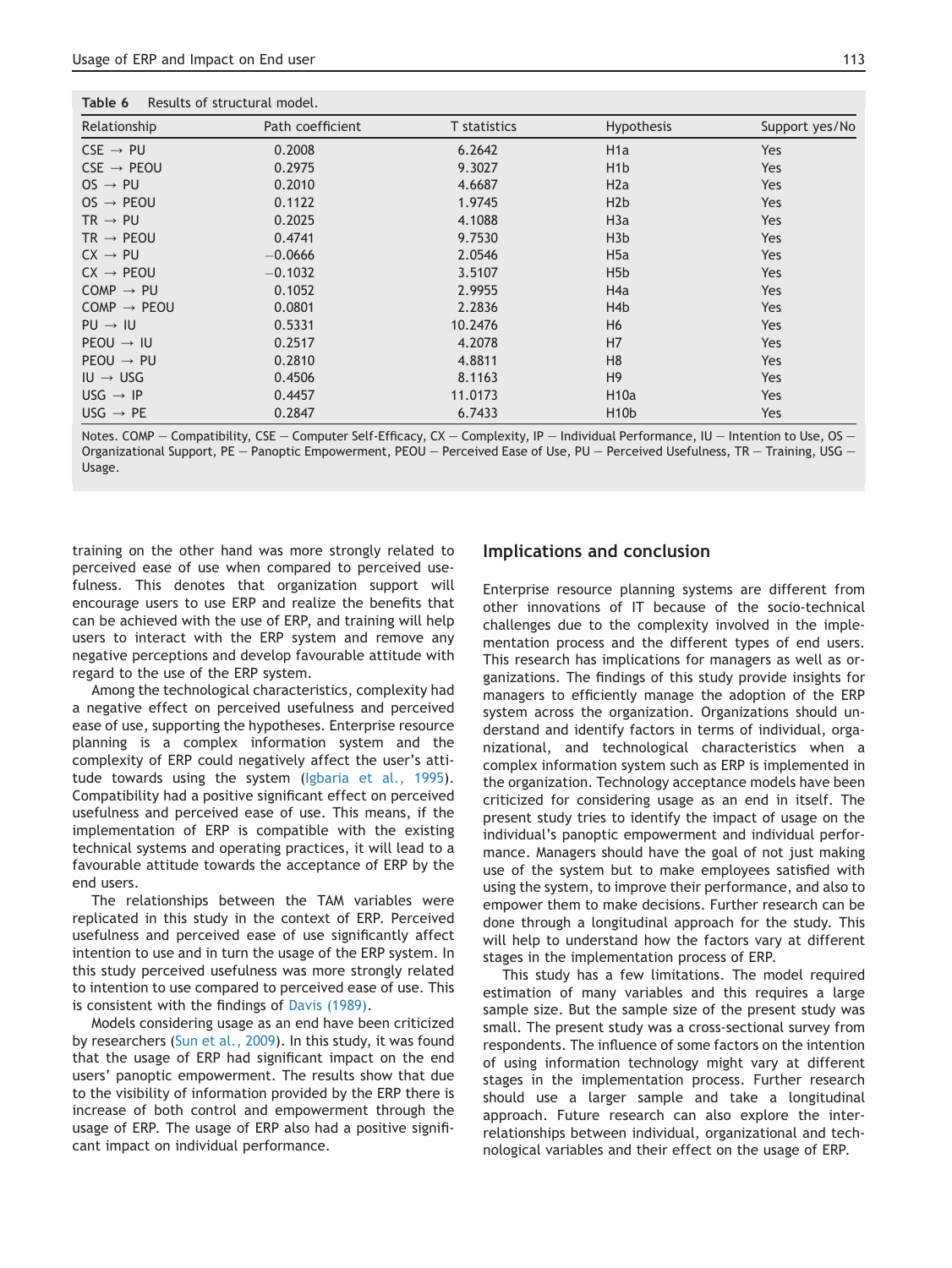**Table 6** Results of structural model.

| Relationship | Path coefficient | T statistics | Hypothesis | Support yes/No |
|---|---|---|---|---|
| CSE → PU | 0.2008 | 6.2642 | H1a | Yes |
| CSE → PEOU | 0.2975 | 9.3027 | H1b | Yes |
| OS → PU | 0.2010 | 4.6687 | H2a | Yes |
| OS → PEOU | 0.1122 | 1.9745 | H2b | Yes |
| TR → PU | 0.2025 | 4.1088 | H3a | Yes |
| TR → PEOU | 0.4741 | 9.7530 | H3b | Yes |
| CX → PU | −0.0666 | 2.0546 | H5a | Yes |
| CX → PEOU | −0.1032 | 3.5107 | H5b | Yes |
| COMP → PU | 0.1052 | 2.9955 | H4a | Yes |
| COMP → PEOU | 0.0801 | 2.2836 | H4b | Yes |
| PU → IU | 0.5331 | 10.2476 | H6 | Yes |
| PEOU → IU | 0.2517 | 4.2078 | H7 | Yes |
| PEOU → PU | 0.2810 | 4.8811 | H8 | Yes |
| IU → USG | 0.4506 | 8.1163 | H9 | Yes |
| USG → IP | 0.4457 | 11.0173 | H10a | Yes |
| USG → PE | 0.2847 | 6.7433 | H10b | Yes |

Notes. COMP — Compatibility, CSE — Computer Self-Efficacy, CX — Complexity, IP — Individual Performance, IU — Intention to Use, OS — Organizational Support, PE — Panoptic Empowerment, PEOU — Perceived Ease of Use, PU — Perceived Usefulness, TR — Training, USG — Usage.

training on the other hand was more strongly related to perceived ease of use when compared to perceived usefulness. This denotes that organization support will encourage users to use ERP and realize the benefits that can be achieved with the use of ERP, and training will help users to interact with the ERP system and remove any negative perceptions and develop favourable attitude with regard to the use of the ERP system.

Among the technological characteristics, complexity had a negative effect on perceived usefulness and perceived ease of use, supporting the hypotheses. Enterprise resource planning is a complex information system and the complexity of ERP could negatively affect the user's attitude towards using the system (Igbaria et al., 1995). Compatibility had a positive significant effect on perceived usefulness and perceived ease of use. This means, if the implementation of ERP is compatible with the existing technical systems and operating practices, it will lead to a favourable attitude towards the acceptance of ERP by the end users.

The relationships between the TAM variables were replicated in this study in the context of ERP. Perceived usefulness and perceived ease of use significantly affect intention to use and in turn the usage of the ERP system. In this study perceived usefulness was more strongly related to intention to use compared to perceived ease of use. This is consistent with the findings of Davis (1989).

Models considering usage as an end have been criticized by researchers (Sun et al., 2009). In this study, it was found that the usage of ERP had significant impact on the end users' panoptic empowerment. The results show that due to the visibility of information provided by the ERP there is increase of both control and empowerment through the usage of ERP. The usage of ERP also had a positive significant impact on individual performance.

## Implications and conclusion

Enterprise resource planning systems are different from other innovations of IT because of the socio-technical challenges due to the complexity involved in the implementation process and the different types of end users. This research has implications for managers as well as organizations. The findings of this study provide insights for managers to efficiently manage the adoption of the ERP system across the organization. Organizations should understand and identify factors in terms of individual, organizational, and technological characteristics when a complex information system such as ERP is implemented in the organization. Technology acceptance models have been criticized for considering usage as an end in itself. The present study tries to identify the impact of usage on the individual's panoptic empowerment and individual performance. Managers should have the goal of not just making use of the system but to make employees satisfied with using the system, to improve their performance, and also to empower them to make decisions. Further research can be done through a longitudinal approach for the study. This will help to understand how the factors vary at different stages in the implementation process of ERP.

This study has a few limitations. The model required estimation of many variables and this requires a large sample size. But the sample size of the present study was small. The present study was a cross-sectional survey from respondents. The influence of some factors on the intention of using information technology might vary at different stages in the implementation process. Further research should use a larger sample and take a longitudinal approach. Future research can also explore the interrelationships between individual, organizational and technological variables and their effect on the usage of ERP.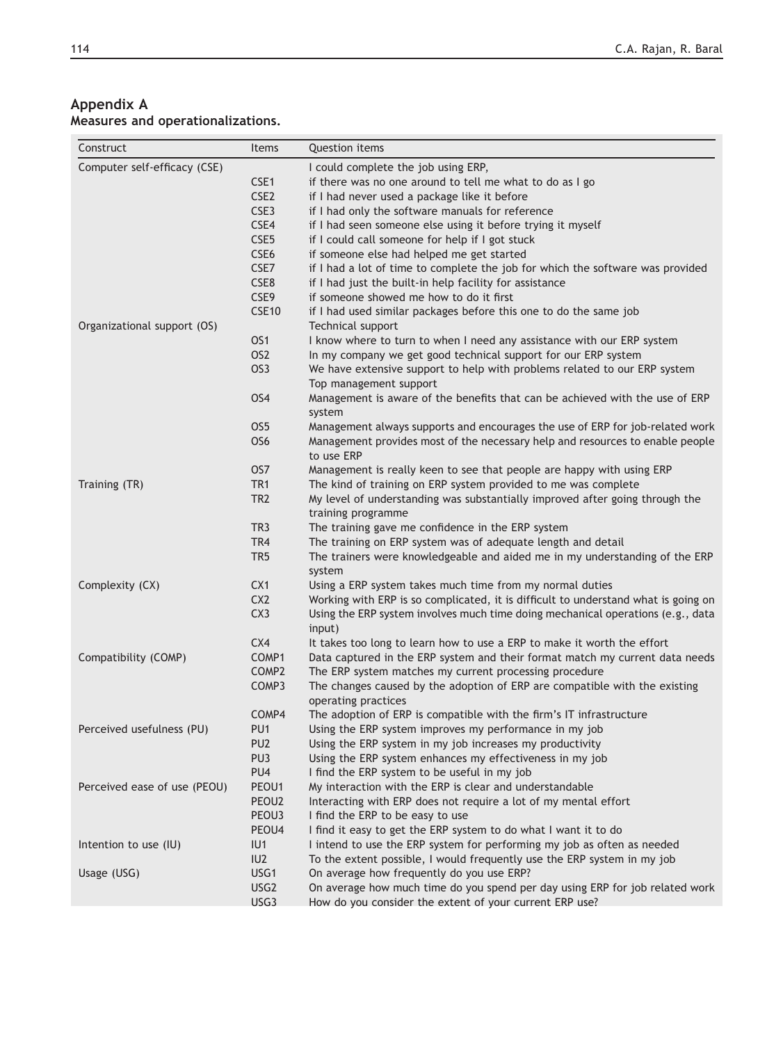## Appendix A

**Measures and operationalizations.**

| Construct | Items | Question items |
|---|---|---|
| Computer self-efficacy (CSE) | | I could complete the job using ERP, |
| | CSE1 | if there was no one around to tell me what to do as I go |
| | CSE2 | if I had never used a package like it before |
| | CSE3 | if I had only the software manuals for reference |
| | CSE4 | if I had seen someone else using it before trying it myself |
| | CSE5 | if I could call someone for help if I got stuck |
| | CSE6 | if someone else had helped me get started |
| | CSE7 | if I had a lot of time to complete the job for which the software was provided |
| | CSE8 | if I had just the built-in help facility for assistance |
| | CSE9 | if someone showed me how to do it first |
| | CSE10 | if I had used similar packages before this one to do the same job |
| Organizational support (OS) | | Technical support |
| | OS1 | I know where to turn to when I need any assistance with our ERP system |
| | OS2 | In my company we get good technical support for our ERP system |
| | OS3 | We have extensive support to help with problems related to our ERP system |
| | | Top management support |
| | OS4 | Management is aware of the benefits that can be achieved with the use of ERP system |
| | OS5 | Management always supports and encourages the use of ERP for job-related work |
| | OS6 | Management provides most of the necessary help and resources to enable people to use ERP |
| | OS7 | Management is really keen to see that people are happy with using ERP |
| Training (TR) | TR1 | The kind of training on ERP system provided to me was complete |
| | TR2 | My level of understanding was substantially improved after going through the training programme |
| | TR3 | The training gave me confidence in the ERP system |
| | TR4 | The training on ERP system was of adequate length and detail |
| | TR5 | The trainers were knowledgeable and aided me in my understanding of the ERP system |
| Complexity (CX) | CX1 | Using a ERP system takes much time from my normal duties |
| | CX2 | Working with ERP is so complicated, it is difficult to understand what is going on |
| | CX3 | Using the ERP system involves much time doing mechanical operations (e.g., data input) |
| | CX4 | It takes too long to learn how to use a ERP to make it worth the effort |
| Compatibility (COMP) | COMP1 | Data captured in the ERP system and their format match my current data needs |
| | COMP2 | The ERP system matches my current processing procedure |
| | COMP3 | The changes caused by the adoption of ERP are compatible with the existing operating practices |
| | COMP4 | The adoption of ERP is compatible with the firm's IT infrastructure |
| Perceived usefulness (PU) | PU1 | Using the ERP system improves my performance in my job |
| | PU2 | Using the ERP system in my job increases my productivity |
| | PU3 | Using the ERP system enhances my effectiveness in my job |
| | PU4 | I find the ERP system to be useful in my job |
| Perceived ease of use (PEOU) | PEOU1 | My interaction with the ERP is clear and understandable |
| | PEOU2 | Interacting with ERP does not require a lot of my mental effort |
| | PEOU3 | I find the ERP to be easy to use |
| | PEOU4 | I find it easy to get the ERP system to do what I want it to do |
| Intention to use (IU) | IU1 | I intend to use the ERP system for performing my job as often as needed |
| | IU2 | To the extent possible, I would frequently use the ERP system in my job |
| Usage (USG) | USG1 | On average how frequently do you use ERP? |
| | USG2 | On average how much time do you spend per day using ERP for job related work |
| | USG3 | How do you consider the extent of your current ERP use? |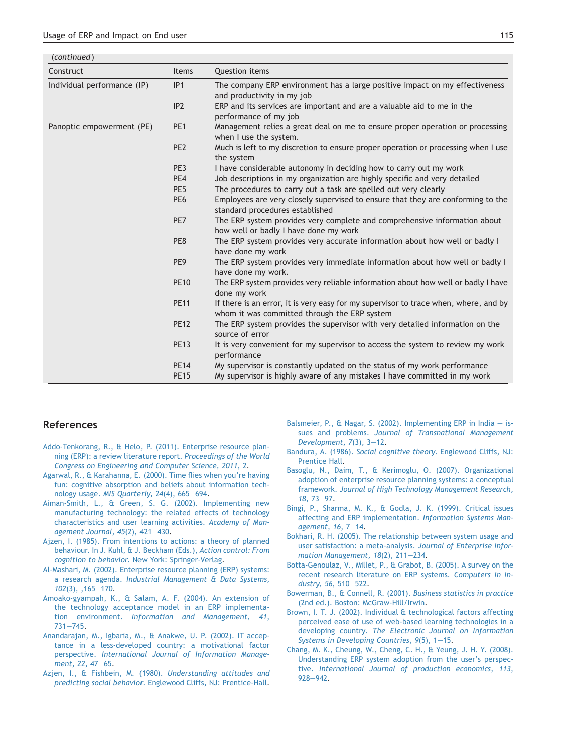(*continued*)

| Construct | Items | Question items |
|---|---|---|
| Individual performance (IP) | IP1 | The company ERP environment has a large positive impact on my effectiveness and productivity in my job |
| | IP2 | ERP and its services are important and are a valuable aid to me in the performance of my job |
| Panoptic empowerment (PE) | PE1 | Management relies a great deal on me to ensure proper operation or processing when I use the system. |
| | PE2 | Much is left to my discretion to ensure proper operation or processing when I use the system |
| | PE3 | I have considerable autonomy in deciding how to carry out my work |
| | PE4 | Job descriptions in my organization are highly specific and very detailed |
| | PE5 | The procedures to carry out a task are spelled out very clearly |
| | PE6 | Employees are very closely supervised to ensure that they are conforming to the standard procedures established |
| | PE7 | The ERP system provides very complete and comprehensive information about how well or badly I have done my work |
| | PE8 | The ERP system provides very accurate information about how well or badly I have done my work |
| | PE9 | The ERP system provides very immediate information about how well or badly I have done my work. |
| | PE10 | The ERP system provides very reliable information about how well or badly I have done my work |
| | PE11 | If there is an error, it is very easy for my supervisor to trace when, where, and by whom it was committed through the ERP system |
| | PE12 | The ERP system provides the supervisor with very detailed information on the source of error |
| | PE13 | It is very convenient for my supervisor to access the system to review my work performance |
| | PE14 | My supervisor is constantly updated on the status of my work performance |
| | PE15 | My supervisor is highly aware of any mistakes I have committed in my work |

## References

Addo-Tenkorang, R., & Helo, P. (2011). Enterprise resource planning (ERP): a review literature report. *Proceedings of the World Congress on Engineering and Computer Science, 2011*, 2.

Agarwal, R., & Karahanna, E. (2000). Time flies when you're having fun: cognitive absorption and beliefs about information technology usage. *MIS Quarterly, 24*(4), 665—694.

Aiman-Smith, L., & Green, S. G. (2002). Implementing new manufacturing technology: the related effects of technology characteristics and user learning activities. *Academy of Management Journal, 45*(2), 421—430.

Ajzen, I. (1985). From intentions to actions: a theory of planned behaviour. In J. Kuhl, & J. Beckham (Eds.), *Action control: From cognition to behavior*. New York: Springer-Verlag.

Al-Mashari, M. (2002). Enterprise resource planning (ERP) systems: a research agenda. *Industrial Management & Data Systems, 102*(3), ,165—170.

Amoako-gyampah, K., & Salam, A. F. (2004). An extension of the technology acceptance model in an ERP implementation environment. *Information and Management, 41*, 731—745.

Anandarajan, M., Igbaria, M., & Anakwe, U. P. (2002). IT acceptance in a less-developed country: a motivational factor perspective. *International Journal of Information Management, 22*, 47—65.

Azjen, I., & Fishbein, M. (1980). *Understanding attitudes and predicting social behavior*. Englewood Cliffs, NJ: Prentice-Hall.

Balsmeier, P., & Nagar, S. (2002). Implementing ERP in India — issues and problems. *Journal of Transnational Management Development, 7*(3), 3—12.

Bandura, A. (1986). *Social cognitive theory*. Englewood Cliffs, NJ: Prentice Hall.

Basoglu, N., Daim, T., & Kerimoglu, O. (2007). Organizational adoption of enterprise resource planning systems: a conceptual framework. *Journal of High Technology Management Research, 18*, 73—97.

Bingi, P., Sharma, M. K., & Godla, J. K. (1999). Critical issues affecting and ERP implementation. *Information Systems Management, 16*, 7—14.

Bokhari, R. H. (2005). The relationship between system usage and user satisfaction: a meta-analysis. *Journal of Enterprise Information Management, 18*(2), 211—234.

Botta-Genoulaz, V., Millet, P., & Grabot, B. (2005). A survey on the recent research literature on ERP systems. *Computers in Industry, 56*, 510—522.

Bowerman, B., & Connell, R. (2001). *Business statistics in practice* (2nd ed.). Boston: McGraw-Hill/Irwin.

Brown, I. T. J. (2002). Individual & technological factors affecting perceived ease of use of web-based learning technologies in a developing country. *The Electronic Journal on Information Systems in Developing Countries, 9*(5), 1—15.

Chang, M. K., Cheung, W., Cheng, C. H., & Yeung, J. H. Y. (2008). Understanding ERP system adoption from the user's perspective. *International Journal of production economics, 113*, 928—942.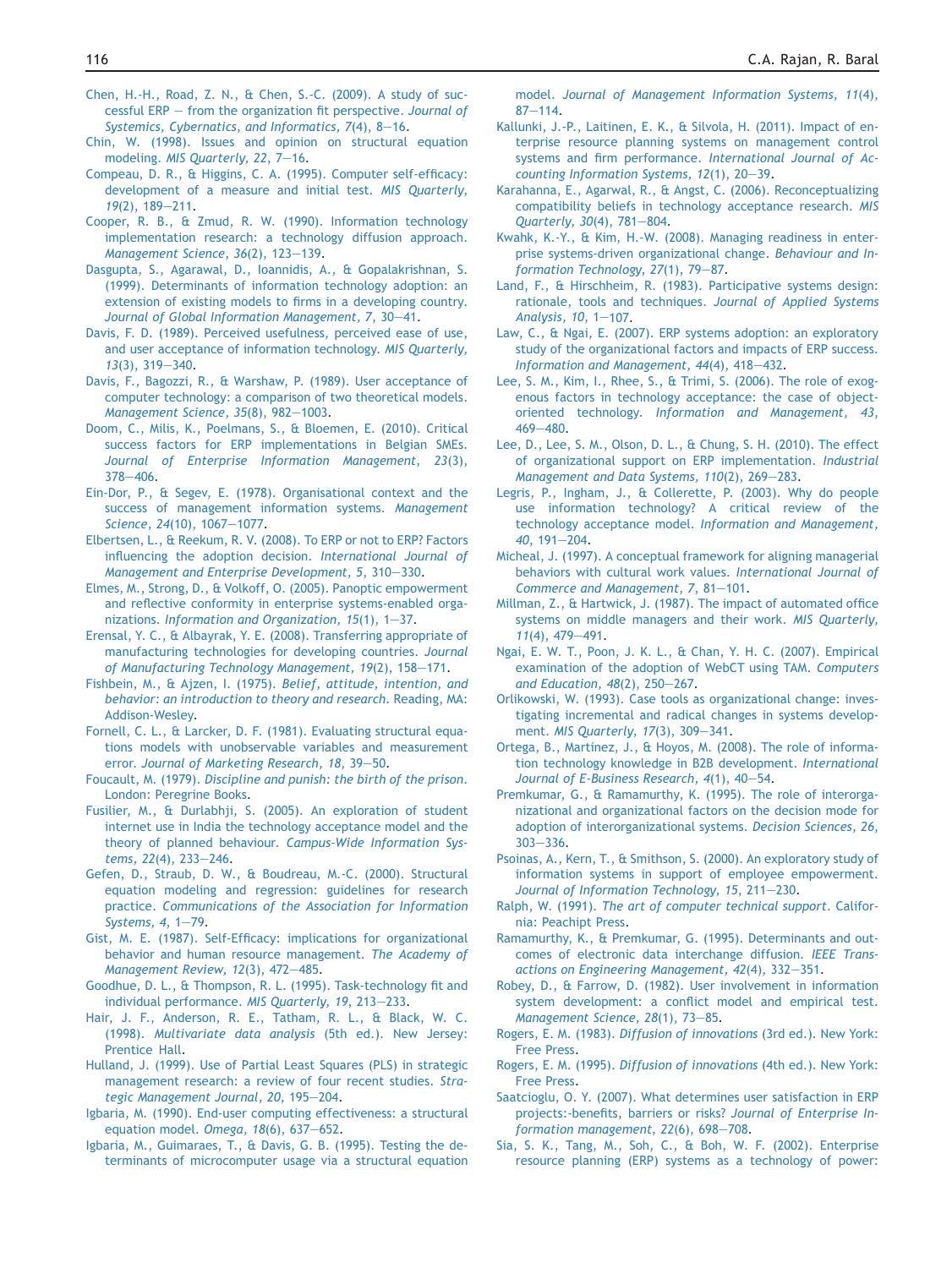Chen, H.-H., Road, Z. N., & Chen, S.-C. (2009). A study of successful ERP — from the organization fit perspective. *Journal of Systemics, Cybernetics, and Informatics, 7*(4), 8—16.

Chin, W. (1998). Issues and opinion on structural equation modeling. *MIS Quarterly, 22*, 7—16.

Compeau, D. R., & Higgins, C. A. (1995). Computer self-efficacy: development of a measure and initial test. *MIS Quarterly, 19*(2), 189—211.

Cooper, R. B., & Zmud, R. W. (1990). Information technology implementation research: a technology diffusion approach. *Management Science, 36*(2), 123—139.

Dasgupta, S., Agarawal, D., Ioannidis, A., & Gopalakrishnan, S. (1999). Determinants of information technology adoption: an extension of existing models to firms in a developing country. *Journal of Global Information Management, 7*, 30—41.

Davis, F. D. (1989). Perceived usefulness, perceived ease of use, and user acceptance of information technology. *MIS Quarterly, 13*(3), 319—340.

Davis, F., Bagozzi, R., & Warshaw, P. (1989). User acceptance of computer technology: a comparison of two theoretical models. *Management Science, 35*(8), 982—1003.

Doom, C., Milis, K., Poelmans, S., & Bloemen, E. (2010). Critical success factors for ERP implementations in Belgian SMEs. *Journal of Enterprise Information Management, 23*(3), 378—406.

Ein-Dor, P., & Segev, E. (1978). Organisational context and the success of management information systems. *Management Science, 24*(10), 1067—1077.

Elbertsen, L., & Reekum, R. V. (2008). To ERP or not to ERP? Factors influencing the adoption decision. *International Journal of Management and Enterprise Development, 5*, 310—330.

Elmes, M., Strong, D., & Volkoff, O. (2005). Panoptic empowerment and reflective conformity in enterprise systems-enabled organizations. *Information and Organization, 15*(1), 1—37.

Erensal, Y. C., & Albayrak, Y. E. (2008). Transferring appropriate of manufacturing technologies for developing countries. *Journal of Manufacturing Technology Management, 19*(2), 158—171.

Fishbein, M., & Ajzen, I. (1975). *Belief, attitude, intention, and behavior: an introduction to theory and research*. Reading, MA: Addison-Wesley.

Fornell, C. L., & Larcker, D. F. (1981). Evaluating structural equations models with unobservable variables and measurement error. *Journal of Marketing Research, 18*, 39—50.

Foucault, M. (1979). *Discipline and punish: the birth of the prison*. London: Peregrine Books.

Fusilier, M., & Durlabhji, S. (2005). An exploration of student internet use in India the technology acceptance model and the theory of planned behaviour. *Campus-Wide Information Systems, 22*(4), 233—246.

Gefen, D., Straub, D. W., & Boudreau, M.-C. (2000). Structural equation modeling and regression: guidelines for research practice. *Communications of the Association for Information Systems, 4*, 1—79.

Gist, M. E. (1987). Self-Efficacy: implications for organizational behavior and human resource management. *The Academy of Management Review, 12*(3), 472—485.

Goodhue, D. L., & Thompson, R. L. (1995). Task-technology fit and individual performance. *MIS Quarterly, 19*, 213—233.

Hair, J. F., Anderson, R. E., Tatham, R. L., & Black, W. C. (1998). *Multivariate data analysis* (5th ed.). New Jersey: Prentice Hall.

Hulland, J. (1999). Use of Partial Least Squares (PLS) in strategic management research: a review of four recent studies. *Strategic Management Journal, 20*, 195—204.

Igbaria, M. (1990). End-user computing effectiveness: a structural equation model. *Omega, 18*(6), 637—652.

Igbaria, M., Guimaraes, T., & Davis, G. B. (1995). Testing the determinants of microcomputer usage via a structural equation model. *Journal of Management Information Systems, 11*(4), 87—114.

Kallunki, J.-P., Laitinen, E. K., & Silvola, H. (2011). Impact of enterprise resource planning systems on management control systems and firm performance. *International Journal of Accounting Information Systems, 12*(1), 20—39.

Karahanna, E., Agarwal, R., & Angst, C. (2006). Reconceptualizing compatibility beliefs in technology acceptance research. *MIS Quarterly, 30*(4), 781—804.

Kwahk, K.-Y., & Kim, H.-W. (2008). Managing readiness in enterprise systems-driven organizational change. *Behaviour and Information Technology, 27*(1), 79—87.

Land, F., & Hirschheim, R. (1983). Participative systems design: rationale, tools and techniques. *Journal of Applied Systems Analysis, 10*, 1—107.

Law, C., & Ngai, E. (2007). ERP systems adoption: an exploratory study of the organizational factors and impacts of ERP success. *Information and Management, 44*(4), 418—432.

Lee, S. M., Kim, I., Rhee, S., & Trimi, S. (2006). The role of exogenous factors in technology acceptance: the case of object-oriented technology. *Information and Management, 43*, 469—480.

Lee, D., Lee, S. M., Olson, D. L., & Chung, S. H. (2010). The effect of organizational support on ERP implementation. *Industrial Management and Data Systems, 110*(2), 269—283.

Legris, P., Ingham, J., & Collerette, P. (2003). Why do people use information technology? A critical review of the technology acceptance model. *Information and Management, 40*, 191—204.

Micheal, J. (1997). A conceptual framework for aligning managerial behaviors with cultural work values. *International Journal of Commerce and Management, 7*, 81—101.

Millman, Z., & Hartwick, J. (1987). The impact of automated office systems on middle managers and their work. *MIS Quarterly, 11*(4), 479—491.

Ngai, E. W. T., Poon, J. K. L., & Chan, Y. H. C. (2007). Empirical examination of the adoption of WebCT using TAM. *Computers and Education, 48*(2), 250—267.

Orlikowski, W. (1993). Case tools as organizational change: investigating incremental and radical changes in systems development. *MIS Quarterly, 17*(3), 309—341.

Ortega, B., Martinez, J., & Hoyos, M. (2008). The role of information technology knowledge in B2B development. *International Journal of E-Business Research, 4*(1), 40—54.

Premkumar, G., & Ramamurthy, K. (1995). The role of interorganizational and organizational factors on the decision mode for adoption of interorganizational systems. *Decision Sciences, 26*, 303—336.

Psoinas, A., Kern, T., & Smithson, S. (2000). An exploratory study of information systems in support of employee empowerment. *Journal of Information Technology, 15*, 211—230.

Ralph, W. (1991). *The art of computer technical support*. California: Peachipt Press.

Ramamurthy, K., & Premkumar, G. (1995). Determinants and outcomes of electronic data interchange diffusion. *IEEE Transactions on Engineering Management, 42*(4), 332—351.

Robey, D., & Farrow, D. (1982). User involvement in information system development: a conflict model and empirical test. *Management Science, 28*(1), 73—85.

Rogers, E. M. (1983). *Diffusion of innovations* (3rd ed.). New York: Free Press.

Rogers, E. M. (1995). *Diffusion of innovations* (4th ed.). New York: Free Press.

Saatcioglu, O. Y. (2007). What determines user satisfaction in ERP projects:-benefits, barriers or risks? *Journal of Enterprise Information management, 22*(6), 698—708.

Sia, S. K., Tang, M., Soh, C., & Boh, W. F. (2002). Enterprise resource planning (ERP) systems as a technology of power: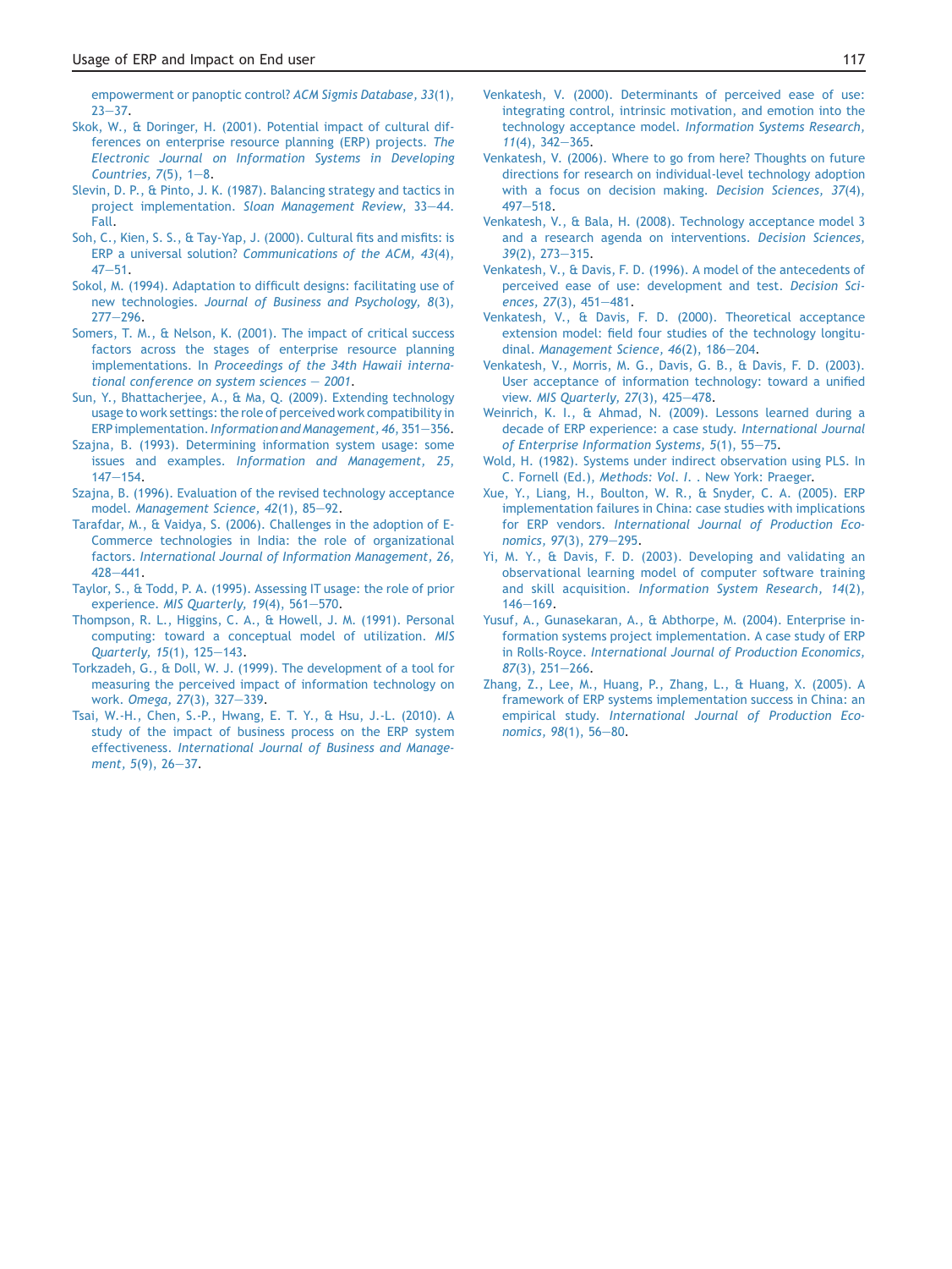empowerment or panoptic control? *ACM Sigmis Database, 33*(1), 23—37.

Skok, W., & Doringer, H. (2001). Potential impact of cultural differences on enterprise resource planning (ERP) projects. *The Electronic Journal on Information Systems in Developing Countries, 7*(5), 1—8.

Slevin, D. P., & Pinto, J. K. (1987). Balancing strategy and tactics in project implementation. *Sloan Management Review*, 33—44. Fall.

Soh, C., Kien, S. S., & Tay-Yap, J. (2000). Cultural fits and misfits: is ERP a universal solution? *Communications of the ACM, 43*(4), 47—51.

Sokol, M. (1994). Adaptation to difficult designs: facilitating use of new technologies. *Journal of Business and Psychology, 8*(3), 277—296.

Somers, T. M., & Nelson, K. (2001). The impact of critical success factors across the stages of enterprise resource planning implementations. In *Proceedings of the 34th Hawaii international conference on system sciences — 2001*.

Sun, Y., Bhattacherjee, A., & Ma, Q. (2009). Extending technology usage to work settings: the role of perceived work compatibility in ERP implementation. *Information and Management, 46*, 351—356.

Szajna, B. (1993). Determining information system usage: some issues and examples. *Information and Management, 25*, 147—154.

Szajna, B. (1996). Evaluation of the revised technology acceptance model. *Management Science, 42*(1), 85—92.

Tarafdar, M., & Vaidya, S. (2006). Challenges in the adoption of E-Commerce technologies in India: the role of organizational factors. *International Journal of Information Management, 26*, 428—441.

Taylor, S., & Todd, P. A. (1995). Assessing IT usage: the role of prior experience. *MIS Quarterly, 19*(4), 561—570.

Thompson, R. L., Higgins, C. A., & Howell, J. M. (1991). Personal computing: toward a conceptual model of utilization. *MIS Quarterly, 15*(1), 125—143.

Torkzadeh, G., & Doll, W. J. (1999). The development of a tool for measuring the perceived impact of information technology on work. *Omega, 27*(3), 327—339.

Tsai, W.-H., Chen, S.-P., Hwang, E. T. Y., & Hsu, J.-L. (2010). A study of the impact of business process on the ERP system effectiveness. *International Journal of Business and Management, 5*(9), 26—37.

Venkatesh, V. (2000). Determinants of perceived ease of use: integrating control, intrinsic motivation, and emotion into the technology acceptance model. *Information Systems Research, 11*(4), 342—365.

Venkatesh, V. (2006). Where to go from here? Thoughts on future directions for research on individual-level technology adoption with a focus on decision making. *Decision Sciences, 37*(4), 497—518.

Venkatesh, V., & Bala, H. (2008). Technology acceptance model 3 and a research agenda on interventions. *Decision Sciences, 39*(2), 273—315.

Venkatesh, V., & Davis, F. D. (1996). A model of the antecedents of perceived ease of use: development and test. *Decision Sciences, 27*(3), 451—481.

Venkatesh, V., & Davis, F. D. (2000). Theoretical acceptance extension model: field four studies of the technology longitudinal. *Management Science, 46*(2), 186—204.

Venkatesh, V., Morris, M. G., Davis, G. B., & Davis, F. D. (2003). User acceptance of information technology: toward a unified view. *MIS Quarterly, 27*(3), 425—478.

Weinrich, K. I., & Ahmad, N. (2009). Lessons learned during a decade of ERP experience: a case study. *International Journal of Enterprise Information Systems, 5*(1), 55—75.

Wold, H. (1982). Systems under indirect observation using PLS. In C. Fornell (Ed.), *Methods: Vol. I.* . New York: Praeger.

Xue, Y., Liang, H., Boulton, W. R., & Snyder, C. A. (2005). ERP implementation failures in China: case studies with implications for ERP vendors. *International Journal of Production Economics, 97*(3), 279—295.

Yi, M. Y., & Davis, F. D. (2003). Developing and validating an observational learning model of computer software training and skill acquisition. *Information System Research, 14*(2), 146—169.

Yusuf, A., Gunasekaran, A., & Abthorpe, M. (2004). Enterprise information systems project implementation. A case study of ERP in Rolls-Royce. *International Journal of Production Economics, 87*(3), 251—266.

Zhang, Z., Lee, M., Huang, P., Zhang, L., & Huang, X. (2005). A framework of ERP systems implementation success in China: an empirical study. *International Journal of Production Economics, 98*(1), 56—80.